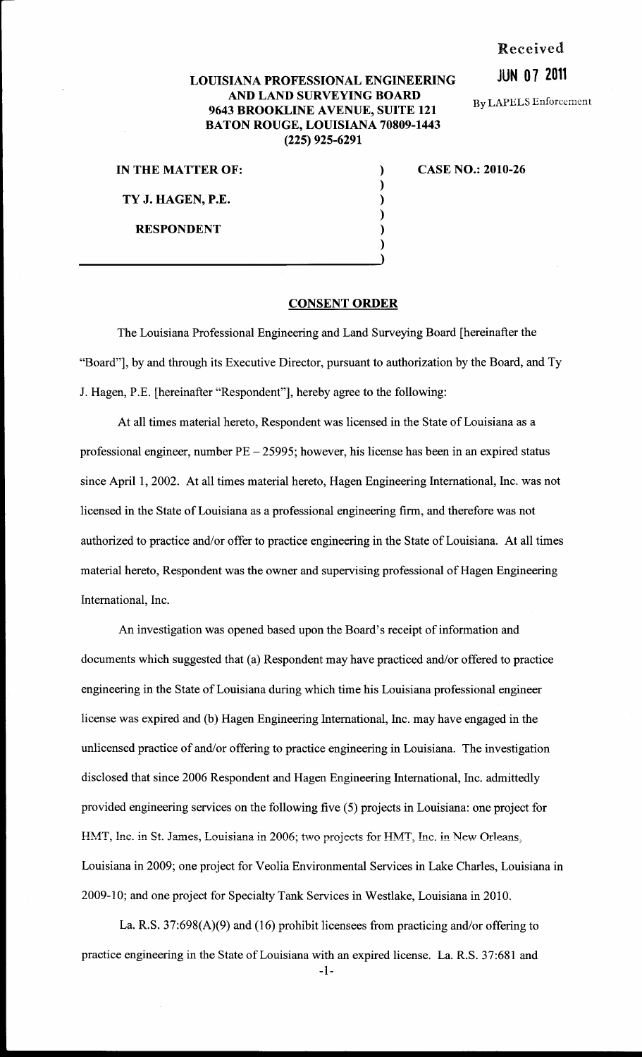Received

JUN 07 2011

By LAPELS Enforcement

**LOUISIANA PROFESSIONAL ENGINEERING AND LAND SURVEYING BOARD**
**9643 BROOKLINE AVENUE, SUITE 121**
**BATON ROUGE, LOUISIANA 70809-1443**
**(225) 925-6291**

**IN THE MATTER OF:**

**TY J. HAGEN, P.E.**

**RESPONDENT**

**CASE NO.: 2010-26**

## CONSENT ORDER

The Louisiana Professional Engineering and Land Surveying Board [hereinafter the "Board"], by and through its Executive Director, pursuant to authorization by the Board, and Ty J. Hagen, P.E. [hereinafter "Respondent"], hereby agree to the following:

At all times material hereto, Respondent was licensed in the State of Louisiana as a professional engineer, number PE – 25995; however, his license has been in an expired status since April 1, 2002. At all times material hereto, Hagen Engineering International, Inc. was not licensed in the State of Louisiana as a professional engineering firm, and therefore was not authorized to practice and/or offer to practice engineering in the State of Louisiana. At all times material hereto, Respondent was the owner and supervising professional of Hagen Engineering International, Inc.

An investigation was opened based upon the Board's receipt of information and documents which suggested that (a) Respondent may have practiced and/or offered to practice engineering in the State of Louisiana during which time his Louisiana professional engineer license was expired and (b) Hagen Engineering International, Inc. may have engaged in the unlicensed practice of and/or offering to practice engineering in Louisiana. The investigation disclosed that since 2006 Respondent and Hagen Engineering International, Inc. admittedly provided engineering services on the following five (5) projects in Louisiana: one project for HMT, Inc. in St. James, Louisiana in 2006; two projects for HMT, Inc. in New Orleans, Louisiana in 2009; one project for Veolia Environmental Services in Lake Charles, Louisiana in 2009-10; and one project for Specialty Tank Services in Westlake, Louisiana in 2010.

La. R.S. 37:698(A)(9) and (16) prohibit licensees from practicing and/or offering to practice engineering in the State of Louisiana with an expired license. La. R.S. 37:681 and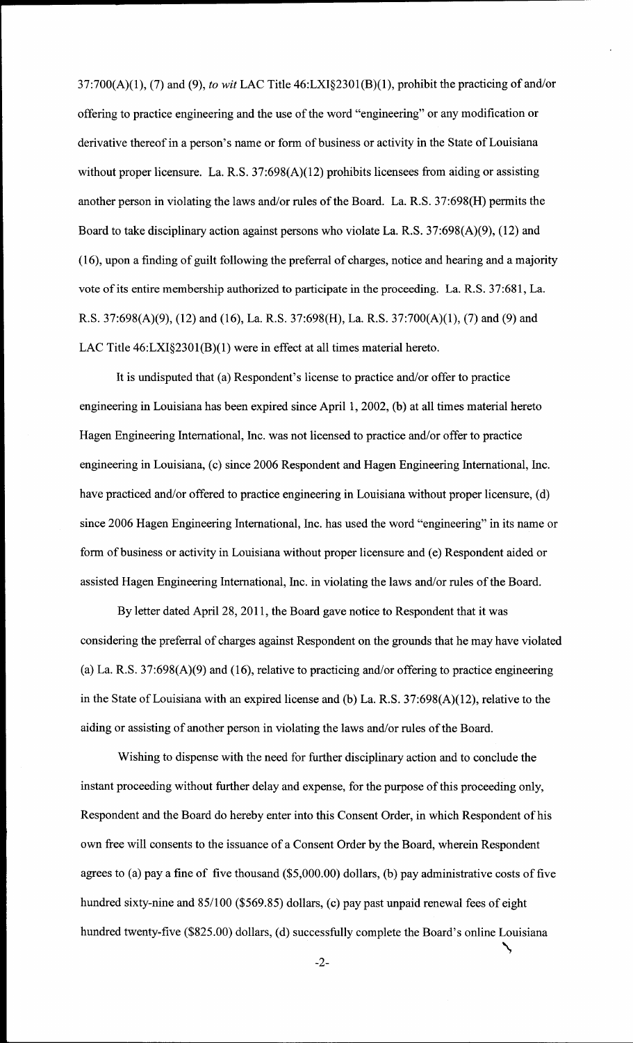37:700(A)(1), (7) and (9), *to wit* LAC Title 46:LXI§2301(B)(1), prohibit the practicing of and/or offering to practice engineering and the use of the word "engineering" or any modification or derivative thereof in a person's name or form of business or activity in the State of Louisiana without proper licensure. La. R.S. 37:698(A)(12) prohibits licensees from aiding or assisting another person in violating the laws and/or rules of the Board. La. R.S. 37:698(H) permits the Board to take disciplinary action against persons who violate La. R.S. 37:698(A)(9), (12) and (16), upon a finding of guilt following the preferral of charges, notice and hearing and a majority vote of its entire membership authorized to participate in the proceeding. La. R.S. 37:681, La. R.S. 37:698(A)(9), (12) and (16), La. R.S. 37:698(H), La. R.S. 37:700(A)(1), (7) and (9) and LAC Title 46:LXI§2301(B)(1) were in effect at all times material hereto.

It is undisputed that (a) Respondent's license to practice and/or offer to practice engineering in Louisiana has been expired since April 1, 2002, (b) at all times material hereto Hagen Engineering International, Inc. was not licensed to practice and/or offer to practice engineering in Louisiana, (c) since 2006 Respondent and Hagen Engineering International, Inc. have practiced and/or offered to practice engineering in Louisiana without proper licensure, (d) since 2006 Hagen Engineering International, Inc. has used the word "engineering" in its name or form of business or activity in Louisiana without proper licensure and (e) Respondent aided or assisted Hagen Engineering International, Inc. in violating the laws and/or rules of the Board.

By letter dated April 28, 2011, the Board gave notice to Respondent that it was considering the preferral of charges against Respondent on the grounds that he may have violated (a) La. R.S. 37:698(A)(9) and (16), relative to practicing and/or offering to practice engineering in the State of Louisiana with an expired license and (b) La. R.S. 37:698(A)(12), relative to the aiding or assisting of another person in violating the laws and/or rules of the Board.

Wishing to dispense with the need for further disciplinary action and to conclude the instant proceeding without further delay and expense, for the purpose of this proceeding only, Respondent and the Board do hereby enter into this Consent Order, in which Respondent of his own free will consents to the issuance of a Consent Order by the Board, wherein Respondent agrees to (a) pay a fine of five thousand ($5,000.00) dollars, (b) pay administrative costs of five hundred sixty-nine and 85/100 ($569.85) dollars, (c) pay past unpaid renewal fees of eight hundred twenty-five ($825.00) dollars, (d) successfully complete the Board's online Louisiana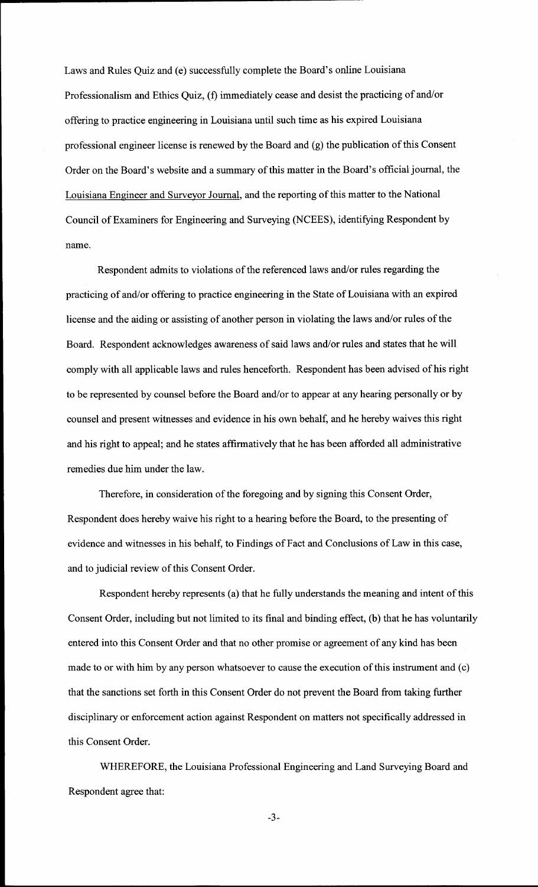Laws and Rules Quiz and (e) successfully complete the Board's online Louisiana Professionalism and Ethics Quiz, (f) immediately cease and desist the practicing of and/or offering to practice engineering in Louisiana until such time as his expired Louisiana professional engineer license is renewed by the Board and (g) the publication of this Consent Order on the Board's website and a summary of this matter in the Board's official journal, the Louisiana Engineer and Surveyor Journal, and the reporting of this matter to the National Council of Examiners for Engineering and Surveying (NCEES), identifying Respondent by name.

Respondent admits to violations of the referenced laws and/or rules regarding the practicing of and/or offering to practice engineering in the State of Louisiana with an expired license and the aiding or assisting of another person in violating the laws and/or rules of the Board. Respondent acknowledges awareness of said laws and/or rules and states that he will comply with all applicable laws and rules henceforth. Respondent has been advised of his right to be represented by counsel before the Board and/or to appear at any hearing personally or by counsel and present witnesses and evidence in his own behalf, and he hereby waives this right and his right to appeal; and he states affirmatively that he has been afforded all administrative remedies due him under the law.

Therefore, in consideration of the foregoing and by signing this Consent Order, Respondent does hereby waive his right to a hearing before the Board, to the presenting of evidence and witnesses in his behalf, to Findings of Fact and Conclusions of Law in this case, and to judicial review of this Consent Order.

Respondent hereby represents (a) that he fully understands the meaning and intent of this Consent Order, including but not limited to its final and binding effect, (b) that he has voluntarily entered into this Consent Order and that no other promise or agreement of any kind has been made to or with him by any person whatsoever to cause the execution of this instrument and (c) that the sanctions set forth in this Consent Order do not prevent the Board from taking further disciplinary or enforcement action against Respondent on matters not specifically addressed in this Consent Order.

WHEREFORE, the Louisiana Professional Engineering and Land Surveying Board and Respondent agree that: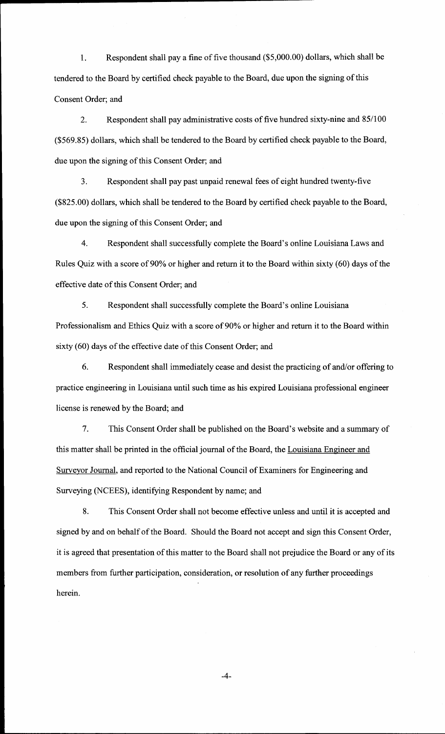1. Respondent shall pay a fine of five thousand ($5,000.00) dollars, which shall be tendered to the Board by certified check payable to the Board, due upon the signing of this Consent Order; and

2. Respondent shall pay administrative costs of five hundred sixty-nine and 85/100 ($569.85) dollars, which shall be tendered to the Board by certified check payable to the Board, due upon the signing of this Consent Order; and

3. Respondent shall pay past unpaid renewal fees of eight hundred twenty-five ($825.00) dollars, which shall be tendered to the Board by certified check payable to the Board, due upon the signing of this Consent Order; and

4. Respondent shall successfully complete the Board's online Louisiana Laws and Rules Quiz with a score of 90% or higher and return it to the Board within sixty (60) days of the effective date of this Consent Order; and

5. Respondent shall successfully complete the Board's online Louisiana Professionalism and Ethics Quiz with a score of 90% or higher and return it to the Board within sixty (60) days of the effective date of this Consent Order; and

6. Respondent shall immediately cease and desist the practicing of and/or offering to practice engineering in Louisiana until such time as his expired Louisiana professional engineer license is renewed by the Board; and

7. This Consent Order shall be published on the Board's website and a summary of this matter shall be printed in the official journal of the Board, the Louisiana Engineer and Surveyor Journal, and reported to the National Council of Examiners for Engineering and Surveying (NCEES), identifying Respondent by name; and

8. This Consent Order shall not become effective unless and until it is accepted and signed by and on behalf of the Board. Should the Board not accept and sign this Consent Order, it is agreed that presentation of this matter to the Board shall not prejudice the Board or any of its members from further participation, consideration, or resolution of any further proceedings herein.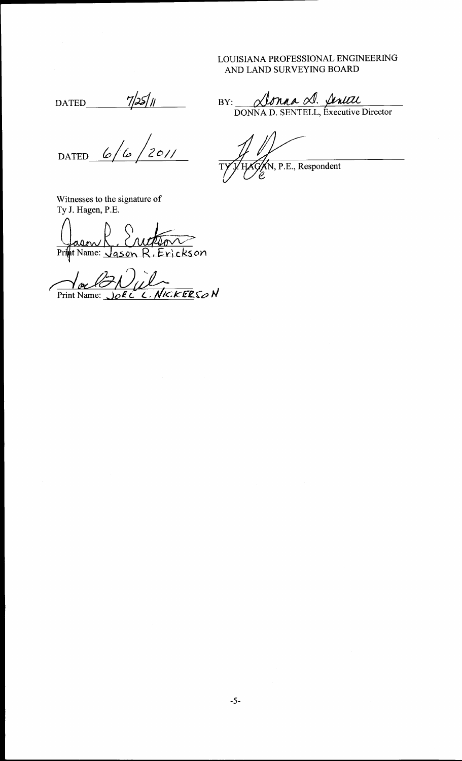LOUISIANA PROFESSIONAL ENGINEERING AND LAND SURVEYING BOARD

DATED 7/25/11

BY: Donna D. Sentell
DONNA D. SENTELL, Executive Director

DATED 6/6/2011

TY J. HAGAN, P.E., Respondent

Witnesses to the signature of
Ty J. Hagen, P.E.

Print Name: Jason R. Erickson

Print Name: JOEL L. NICKERSON